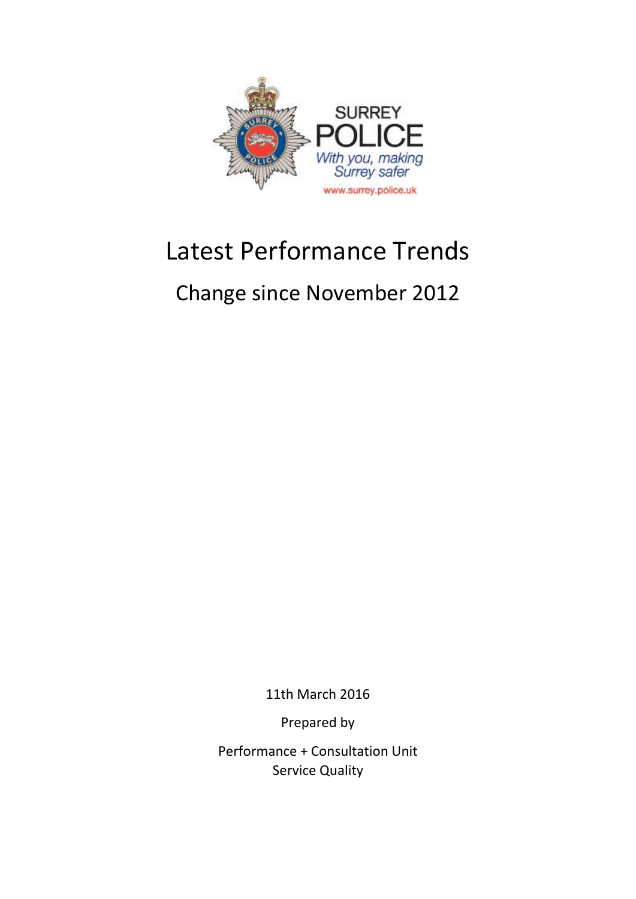SURREY POLICE

With you, making Surrey safer

www.surrey.police.uk

# Latest Performance Trends

## Change since November 2012

11th March 2016

Prepared by

Performance + Consultation Unit
Service Quality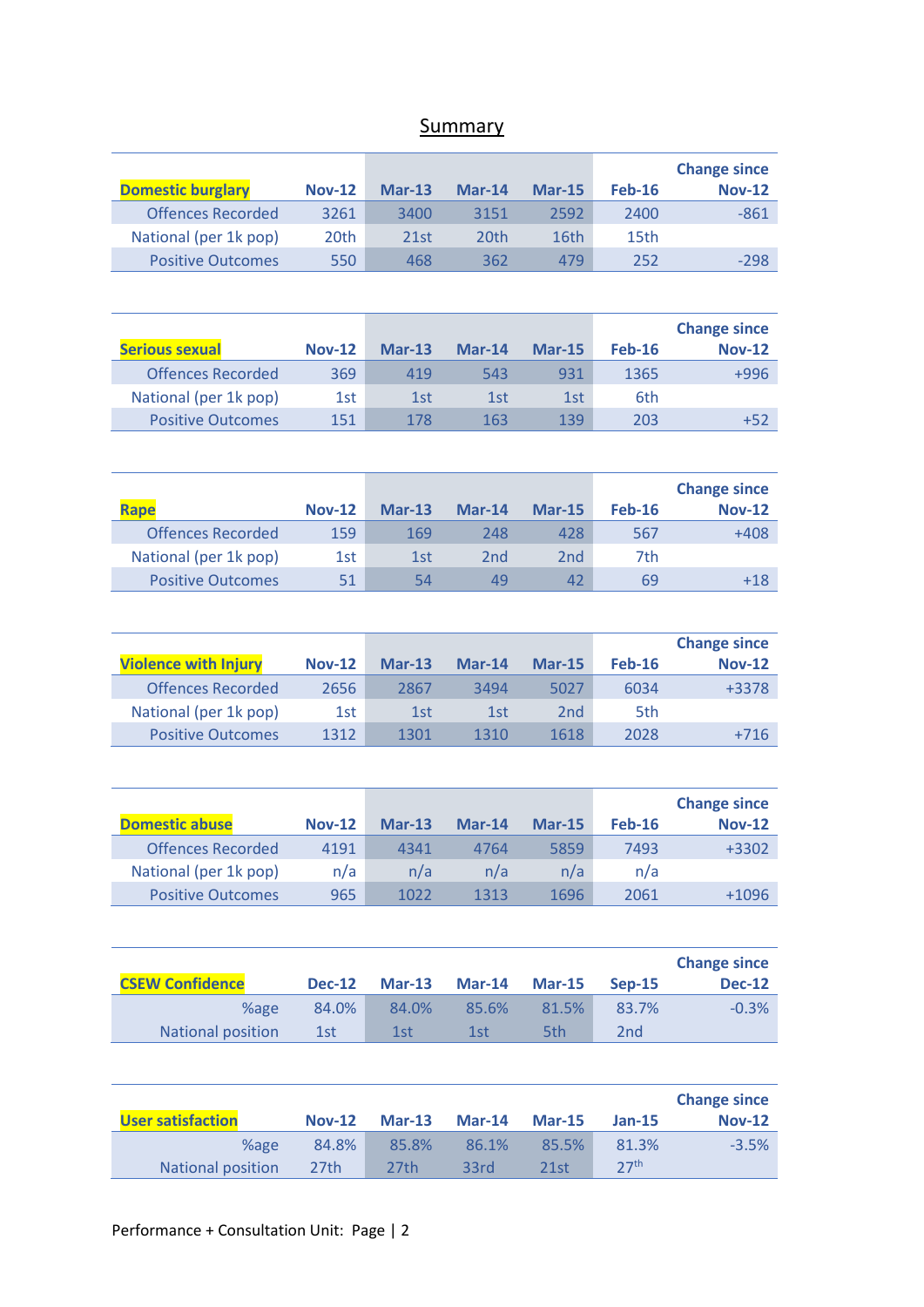# Summary

| Domestic burglary | Nov-12 | Mar-13 | Mar-14 | Mar-15 | Feb-16 | Change since Nov-12 |
|---|---|---|---|---|---|---|
| Offences Recorded | 3261 | 3400 | 3151 | 2592 | 2400 | -861 |
| National (per 1k pop) | 20th | 21st | 20th | 16th | 15th | |
| Positive Outcomes | 550 | 468 | 362 | 479 | 252 | -298 |

| Serious sexual | Nov-12 | Mar-13 | Mar-14 | Mar-15 | Feb-16 | Change since Nov-12 |
|---|---|---|---|---|---|---|
| Offences Recorded | 369 | 419 | 543 | 931 | 1365 | +996 |
| National (per 1k pop) | 1st | 1st | 1st | 1st | 6th | |
| Positive Outcomes | 151 | 178 | 163 | 139 | 203 | +52 |

| Rape | Nov-12 | Mar-13 | Mar-14 | Mar-15 | Feb-16 | Change since Nov-12 |
|---|---|---|---|---|---|---|
| Offences Recorded | 159 | 169 | 248 | 428 | 567 | +408 |
| National (per 1k pop) | 1st | 1st | 2nd | 2nd | 7th | |
| Positive Outcomes | 51 | 54 | 49 | 42 | 69 | +18 |

| Violence with Injury | Nov-12 | Mar-13 | Mar-14 | Mar-15 | Feb-16 | Change since Nov-12 |
|---|---|---|---|---|---|---|
| Offences Recorded | 2656 | 2867 | 3494 | 5027 | 6034 | +3378 |
| National (per 1k pop) | 1st | 1st | 1st | 2nd | 5th | |
| Positive Outcomes | 1312 | 1301 | 1310 | 1618 | 2028 | +716 |

| Domestic abuse | Nov-12 | Mar-13 | Mar-14 | Mar-15 | Feb-16 | Change since Nov-12 |
|---|---|---|---|---|---|---|
| Offences Recorded | 4191 | 4341 | 4764 | 5859 | 7493 | +3302 |
| National (per 1k pop) | n/a | n/a | n/a | n/a | n/a | |
| Positive Outcomes | 965 | 1022 | 1313 | 1696 | 2061 | +1096 |

| CSEW Confidence | Dec-12 | Mar-13 | Mar-14 | Mar-15 | Sep-15 | Change since Dec-12 |
|---|---|---|---|---|---|---|
| %age | 84.0% | 84.0% | 85.6% | 81.5% | 83.7% | -0.3% |
| National position | 1st | 1st | 1st | 5th | 2nd | |

| User satisfaction | Nov-12 | Mar-13 | Mar-14 | Mar-15 | Jan-15 | Change since Nov-12 |
|---|---|---|---|---|---|---|
| %age | 84.8% | 85.8% | 86.1% | 85.5% | 81.3% | -3.5% |
| National position | 27th | 27th | 33rd | 21st | 27th | |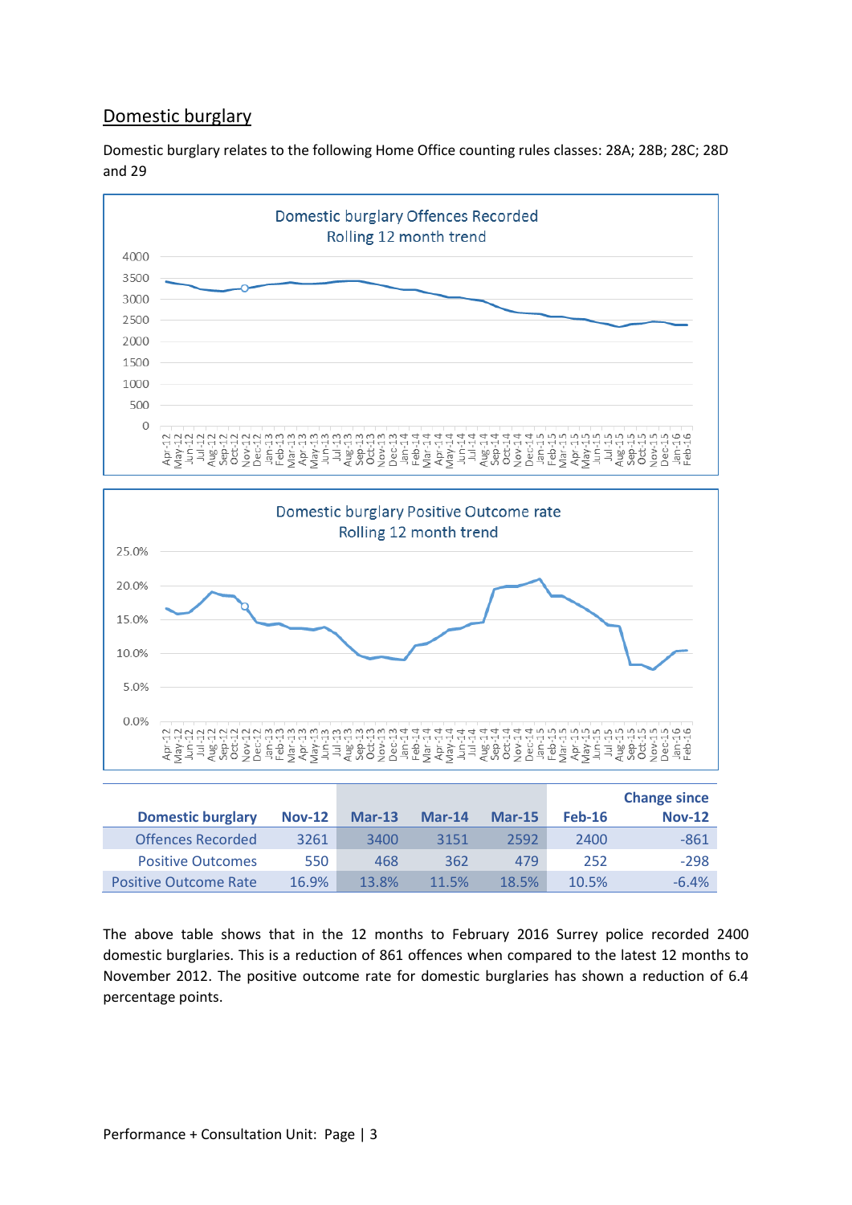## Domestic burglary

Domestic burglary relates to the following Home Office counting rules classes: 28A; 28B; 28C; 28D and 29

Domestic burglary Offences Recorded
Rolling 12 month trend

4000
3500
3000
2500
2000
1500
1000
500
0

Apr-12 May-12 Jun-12 Jul-12 Aug-12 Sep-12 Oct-12 Nov-12 Dec-12 Jan-13 Feb-13 Mar-13 Apr-13 May-13 Jun-13 Jul-13 Aug-13 Sep-13 Oct-13 Nov-13 Dec-13 Jan-14 Feb-14 Mar-14 Apr-14 May-14 Jun-14 Jul-14 Aug-14 Sep-14 Oct-14 Nov-14 Dec-14 Jan-15 Feb-15 Mar-15 Apr-15 May-15 Jun-15 Jul-15 Aug-15 Sep-15 Oct-15 Nov-15 Dec-15 Jan-16 Feb-16

Domestic burglary Positive Outcome rate
Rolling 12 month trend

25.0%
20.0%
15.0%
10.0%
5.0%
0.0%

Apr-12 May-12 Jun-12 Jul-12 Aug-12 Sep-12 Oct-12 Nov-12 Dec-12 Jan-13 Feb-13 Mar-13 Apr-13 May-13 Jun-13 Jul-13 Aug-13 Sep-13 Oct-13 Nov-13 Dec-13 Jan-14 Feb-14 Mar-14 Apr-14 May-14 Jun-14 Jul-14 Aug-14 Sep-14 Oct-14 Nov-14 Dec-14 Jan-15 Feb-15 Mar-15 Apr-15 May-15 Jun-15 Jul-15 Aug-15 Sep-15 Oct-15 Nov-15 Dec-15 Jan-16 Feb-16

| Domestic burglary | Nov-12 | Mar-13 | Mar-14 | Mar-15 | Feb-16 | Change since Nov-12 |
|---|---|---|---|---|---|---|
| Offences Recorded | 3261 | 3400 | 3151 | 2592 | 2400 | -861 |
| Positive Outcomes | 550 | 468 | 362 | 479 | 252 | -298 |
| Positive Outcome Rate | 16.9% | 13.8% | 11.5% | 18.5% | 10.5% | -6.4% |

The above table shows that in the 12 months to February 2016 Surrey police recorded 2400 domestic burglaries. This is a reduction of 861 offences when compared to the latest 12 months to November 2012. The positive outcome rate for domestic burglaries has shown a reduction of 6.4 percentage points.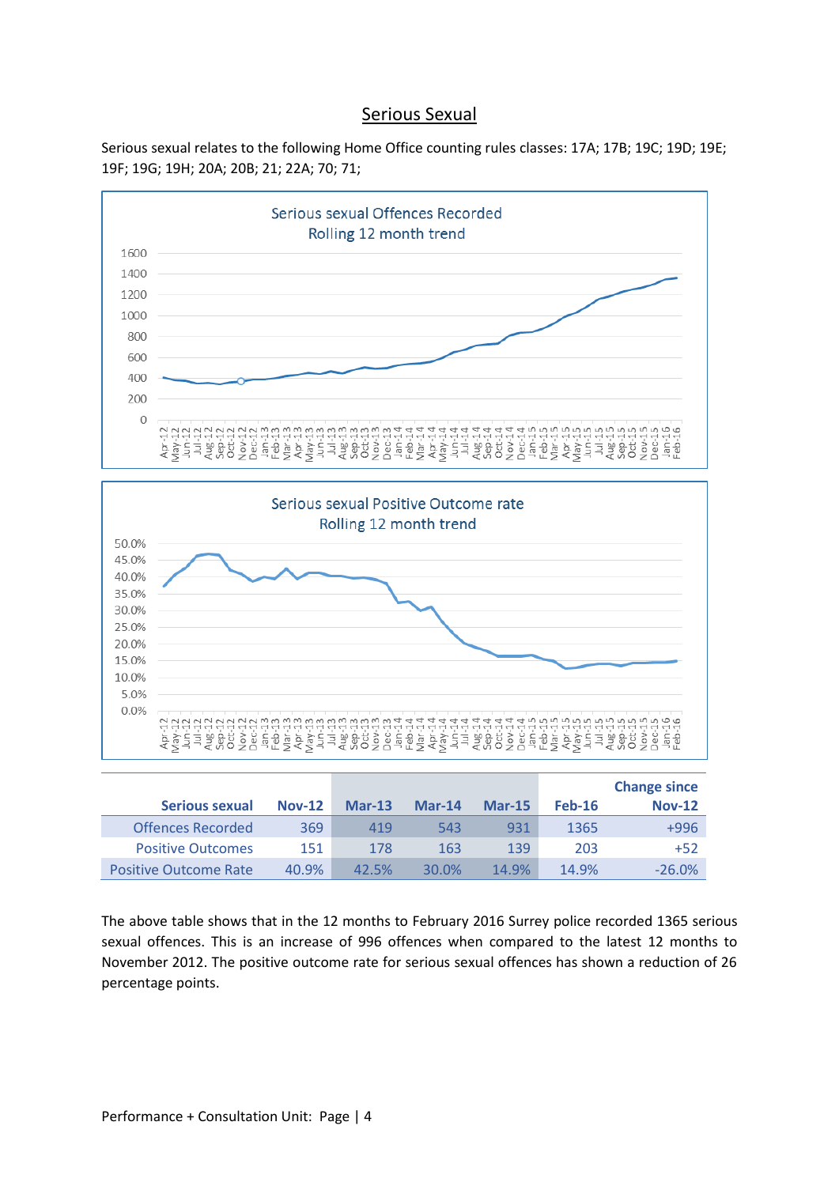## Serious Sexual

Serious sexual relates to the following Home Office counting rules classes: 17A; 17B; 19C; 19D; 19E; 19F; 19G; 19H; 20A; 20B; 21; 22A; 70; 71;

Serious sexual Offences Recorded
Rolling 12 month trend

1600
1400
1200
1000
800
600
400
200
0

Apr-12 May-12 Jun-12 Jul-12 Aug-12 Sep-12 Oct-12 Nov-12 Dec-12 Jan-13 Feb-13 Mar-13 Apr-13 May-13 Jun-13 Jul-13 Aug-13 Sep-13 Oct-13 Nov-13 Dec-13 Jan-14 Feb-14 Mar-14 Apr-14 May-14 Jun-14 Jul-14 Aug-14 Sep-14 Oct-14 Nov-14 Dec-14 Jan-15 Feb-15 Mar-15 Apr-15 May-15 Jun-15 Jul-15 Aug-15 Sep-15 Oct-15 Nov-15 Dec-15 Jan-16 Feb-16

Serious sexual Positive Outcome rate
Rolling 12 month trend

50.0%
45.0%
40.0%
35.0%
30.0%
25.0%
20.0%
15.0%
10.0%
5.0%
0.0%

Apr-12 May-12 Jun-12 Jul-12 Aug-12 Sep-12 Oct-12 Nov-12 Dec-12 Jan-13 Feb-13 Mar-13 Apr-13 May-13 Jun-13 Jul-13 Aug-13 Sep-13 Oct-13 Nov-13 Dec-13 Jan-14 Feb-14 Mar-14 Apr-14 May-14 Jun-14 Jul-14 Aug-14 Sep-14 Oct-14 Nov-14 Dec-14 Jan-15 Feb-15 Mar-15 Apr-15 May-15 Jun-15 Jul-15 Aug-15 Sep-15 Oct-15 Nov-15 Dec-15 Jan-16 Feb-16

| Serious sexual | Nov-12 | Mar-13 | Mar-14 | Mar-15 | Feb-16 | Change since Nov-12 |
|---|---|---|---|---|---|---|
| Offences Recorded | 369 | 419 | 543 | 931 | 1365 | +996 |
| Positive Outcomes | 151 | 178 | 163 | 139 | 203 | +52 |
| Positive Outcome Rate | 40.9% | 42.5% | 30.0% | 14.9% | 14.9% | -26.0% |

The above table shows that in the 12 months to February 2016 Surrey police recorded 1365 serious sexual offences. This is an increase of 996 offences when compared to the latest 12 months to November 2012. The positive outcome rate for serious sexual offences has shown a reduction of 26 percentage points.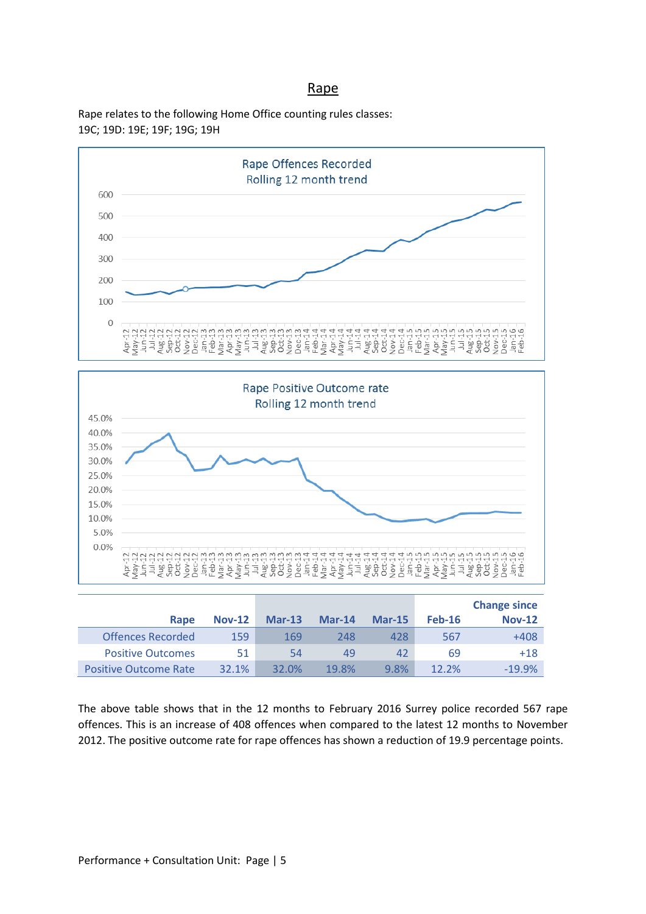# Rape

Rape relates to the following Home Office counting rules classes:
19C; 19D: 19E; 19F; 19G; 19H

Rape Offences Recorded
Rolling 12 month trend

600
500
400
300
200
100
0

Apr-12 May-12 Jun-12 Jul-12 Aug-12 Sep-12 Oct-12 Nov-12 Dec-12 Jan-13 Feb-13 Mar-13 Apr-13 May-13 Jun-13 Jul-13 Aug-13 Sep-13 Oct-13 Nov-13 Dec-13 Jan-14 Feb-14 Mar-14 Apr-14 May-14 Jun-14 Jul-14 Aug-14 Sep-14 Oct-14 Nov-14 Dec-14 Jan-15 Feb-15 Mar-15 Apr-15 May-15 Jun-15 Jul-15 Aug-15 Sep-15 Oct-15 Nov-15 Dec-15 Jan-16 Feb-16

Rape Positive Outcome rate
Rolling 12 month trend

45.0%
40.0%
35.0%
30.0%
25.0%
20.0%
15.0%
10.0%
5.0%
0.0%

Apr-12 May-12 Jun-12 Jul-12 Aug-12 Sep-12 Oct-12 Nov-12 Dec-12 Jan-13 Feb-13 Mar-13 Apr-13 May-13 Jun-13 Jul-13 Aug-13 Sep-13 Oct-13 Nov-13 Dec-13 Jan-14 Feb-14 Mar-14 Apr-14 May-14 Jun-14 Jul-14 Aug-14 Sep-14 Oct-14 Nov-14 Dec-14 Jan-15 Feb-15 Mar-15 Apr-15 May-15 Jun-15 Jul-15 Aug-15 Sep-15 Oct-15 Nov-15 Dec-15 Jan-16 Feb-16

| Rape | Nov-12 | Mar-13 | Mar-14 | Mar-15 | Feb-16 | Change since Nov-12 |
|---|---|---|---|---|---|---|
| Offences Recorded | 159 | 169 | 248 | 428 | 567 | +408 |
| Positive Outcomes | 51 | 54 | 49 | 42 | 69 | +18 |
| Positive Outcome Rate | 32.1% | 32.0% | 19.8% | 9.8% | 12.2% | -19.9% |

The above table shows that in the 12 months to February 2016 Surrey police recorded 567 rape offences. This is an increase of 408 offences when compared to the latest 12 months to November 2012. The positive outcome rate for rape offences has shown a reduction of 19.9 percentage points.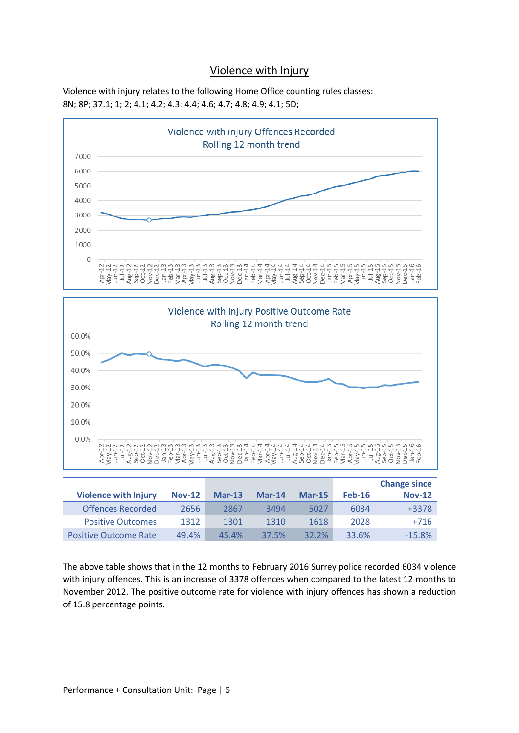## Violence with Injury

Violence with injury relates to the following Home Office counting rules classes:
8N; 8P; 37.1; 1; 2; 4.1; 4.2; 4.3; 4.4; 4.6; 4.7; 4.8; 4.9; 4.1; 5D;

Violence with injury Offences Recorded
Rolling 12 month trend

7000
6000
5000
4000
3000
2000
1000
0

Apr-12 May-12 Jun-12 Jul-12 Aug-12 Sep-12 Oct-12 Nov-12 Dec-12 Jan-13 Feb-13 Mar-13 Apr-13 May-13 Jun-13 Jul-13 Aug-13 Sep-13 Oct-13 Nov-13 Dec-13 Jan-14 Feb-14 Mar-14 Apr-14 May-14 Jun-14 Jul-14 Aug-14 Sep-14 Oct-14 Nov-14 Dec-14 Jan-15 Feb-15 Mar-15 Apr-15 May-15 Jun-15 Jul-15 Aug-15 Sep-15 Oct-15 Nov-15 Dec-15 Jan-16 Feb-16

Violence with injury Positive Outcome Rate
Rolling 12 month trend

60.0%
50.0%
40.0%
30.0%
20.0%
10.0%
0.0%

Apr-12 May-12 Jun-12 Jul-12 Aug-12 Sep-12 Oct-12 Nov-12 Dec-12 Jan-13 Feb-13 Mar-13 Apr-13 May-13 Jun-13 Jul-13 Aug-13 Sep-13 Oct-13 Nov-13 Dec-13 Jan-14 Feb-14 Mar-14 Apr-14 May-14 Jun-14 Jul-14 Aug-14 Sep-14 Oct-14 Nov-14 Dec-14 Jan-15 Feb-15 Mar-15 Apr-15 May-15 Jun-15 Jul-15 Aug-15 Sep-15 Oct-15 Nov-15 Dec-15 Jan-16 Feb-16

| Violence with Injury | Nov-12 | Mar-13 | Mar-14 | Mar-15 | Feb-16 | Change since Nov-12 |
|---|---|---|---|---|---|---|
| Offences Recorded | 2656 | 2867 | 3494 | 5027 | 6034 | +3378 |
| Positive Outcomes | 1312 | 1301 | 1310 | 1618 | 2028 | +716 |
| Positive Outcome Rate | 49.4% | 45.4% | 37.5% | 32.2% | 33.6% | -15.8% |

The above table shows that in the 12 months to February 2016 Surrey police recorded 6034 violence with injury offences. This is an increase of 3378 offences when compared to the latest 12 months to November 2012. The positive outcome rate for violence with injury offences has shown a reduction of 15.8 percentage points.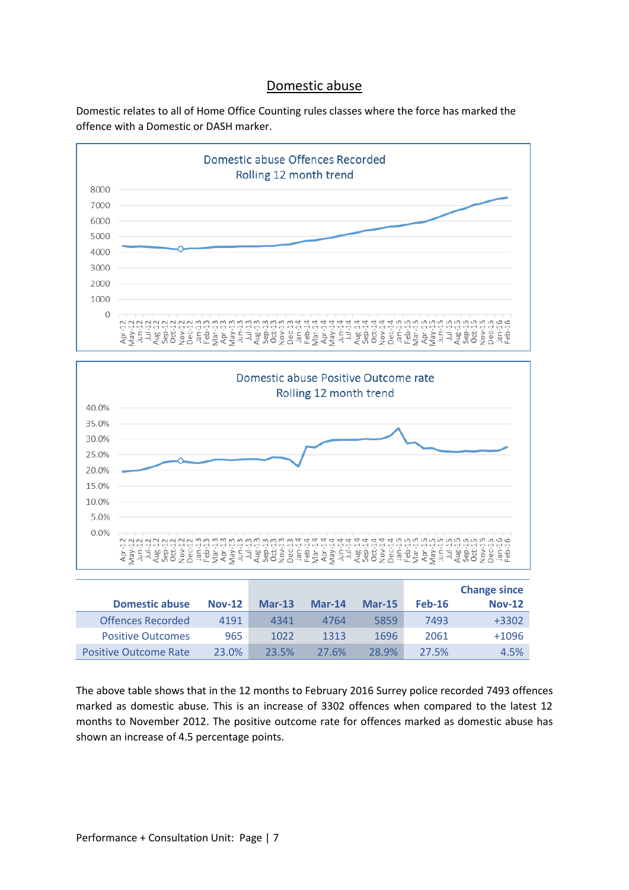## Domestic abuse

Domestic relates to all of Home Office Counting rules classes where the force has marked the offence with a Domestic or DASH marker.

Domestic abuse Offences Recorded
Rolling 12 month trend

8000
7000
6000
5000
4000
3000
2000
1000
0

Apr-12 May-12 Jun-12 Jul-12 Aug-12 Sep-12 Oct-12 Nov-12 Dec-12 Jan-13 Feb-13 Mar-13 Apr-13 May-13 Jun-13 Jul-13 Aug-13 Sep-13 Oct-13 Nov-13 Dec-13 Jan-14 Feb-14 Mar-14 Apr-14 May-14 Jun-14 Jul-14 Aug-14 Sep-14 Oct-14 Nov-14 Dec-14 Jan-15 Feb-15 Mar-15 Apr-15 May-15 Jun-15 Jul-15 Aug-15 Sep-15 Oct-15 Nov-15 Dec-15 Jan-16 Feb-16

Domestic abuse Positive Outcome rate
Rolling 12 month trend

40.0%
35.0%
30.0%
25.0%
20.0%
15.0%
10.0%
5.0%
0.0%

Apr-12 May-12 Jun-12 Jul-12 Aug-12 Sep-12 Oct-12 Nov-12 Dec-12 Jan-13 Feb-13 Mar-13 Apr-13 May-13 Jun-13 Jul-13 Aug-13 Sep-13 Oct-13 Nov-13 Dec-13 Jan-14 Feb-14 Mar-14 Apr-14 May-14 Jun-14 Jul-14 Aug-14 Sep-14 Oct-14 Nov-14 Dec-14 Jan-15 Feb-15 Mar-15 Apr-15 May-15 Jun-15 Jul-15 Aug-15 Sep-15 Oct-15 Nov-15 Dec-15 Jan-16 Feb-16

| Domestic abuse | Nov-12 | Mar-13 | Mar-14 | Mar-15 | Feb-16 | Change since Nov-12 |
|---|---|---|---|---|---|---|
| Offences Recorded | 4191 | 4341 | 4764 | 5859 | 7493 | +3302 |
| Positive Outcomes | 965 | 1022 | 1313 | 1696 | 2061 | +1096 |
| Positive Outcome Rate | 23.0% | 23.5% | 27.6% | 28.9% | 27.5% | 4.5% |

The above table shows that in the 12 months to February 2016 Surrey police recorded 7493 offences marked as domestic abuse. This is an increase of 3302 offences when compared to the latest 12 months to November 2012. The positive outcome rate for offences marked as domestic abuse has shown an increase of 4.5 percentage points.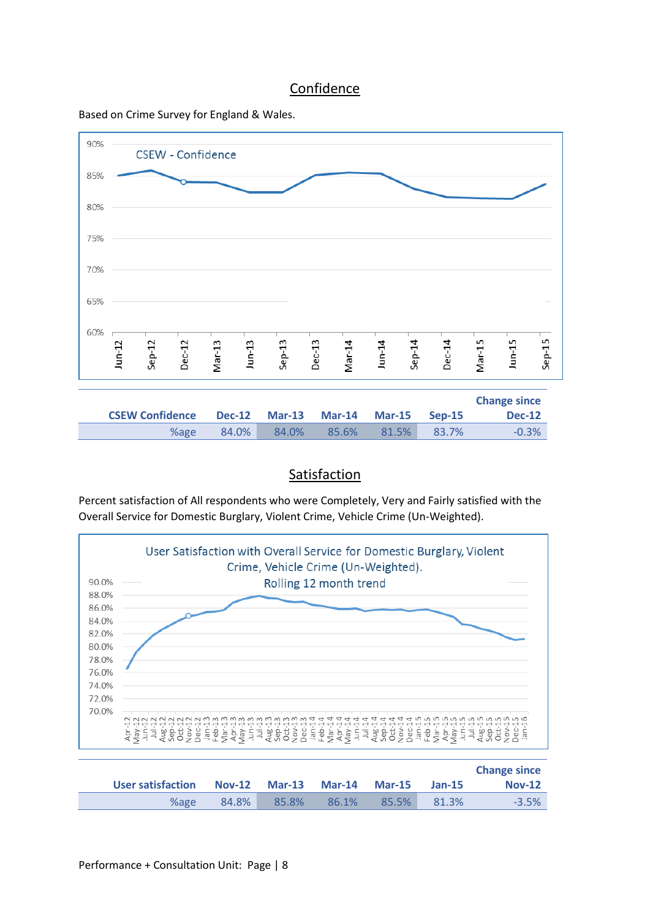## Confidence

Based on Crime Survey for England & Wales.

CSEW - Confidence

90%
85%
80%
75%
70%
65%
60%

Jun-12 Sep-12 Dec-12 Mar-13 Jun-13 Sep-13 Dec-13 Mar-14 Jun-14 Sep-14 Dec-14 Mar-15 Jun-15 Sep-15

| CSEW Confidence | Dec-12 | Mar-13 | Mar-14 | Mar-15 | Sep-15 | Change since Dec-12 |
|---|---|---|---|---|---|---|
| %age | 84.0% | 84.0% | 85.6% | 81.5% | 83.7% | -0.3% |

## Satisfaction

Percent satisfaction of All respondents who were Completely, Very and Fairly satisfied with the Overall Service for Domestic Burglary, Violent Crime, Vehicle Crime (Un-Weighted).

User Satisfaction with Overall Service for Domestic Burglary, Violent Crime, Vehicle Crime (Un-Weighted).
Rolling 12 month trend

90.0%
88.0%
86.0%
84.0%
82.0%
80.0%
78.0%
76.0%
74.0%
72.0%
70.0%

Apr-12 May-12 Jun-12 Jul-12 Aug-12 Sep-12 Oct-12 Nov-12 Dec-12 Jan-13 Feb-13 Mar-13 Apr-13 May-13 Jun-13 Jul-13 Aug-13 Sep-13 Oct-13 Nov-13 Dec-13 Jan-14 Feb-14 Mar-14 Apr-14 May-14 Jun-14 Jul-14 Aug-14 Sep-14 Oct-14 Nov-14 Dec-14 Jan-15 Feb-15 Mar-15 Apr-15 May-15 Jun-15 Jul-15 Aug-15 Sep-15 Oct-15 Nov-15 Dec-15 Jan-16

| User satisfaction | Nov-12 | Mar-13 | Mar-14 | Mar-15 | Jan-15 | Change since Nov-12 |
|---|---|---|---|---|---|---|
| %age | 84.8% | 85.8% | 86.1% | 85.5% | 81.3% | -3.5% |

Performance + Consultation Unit: